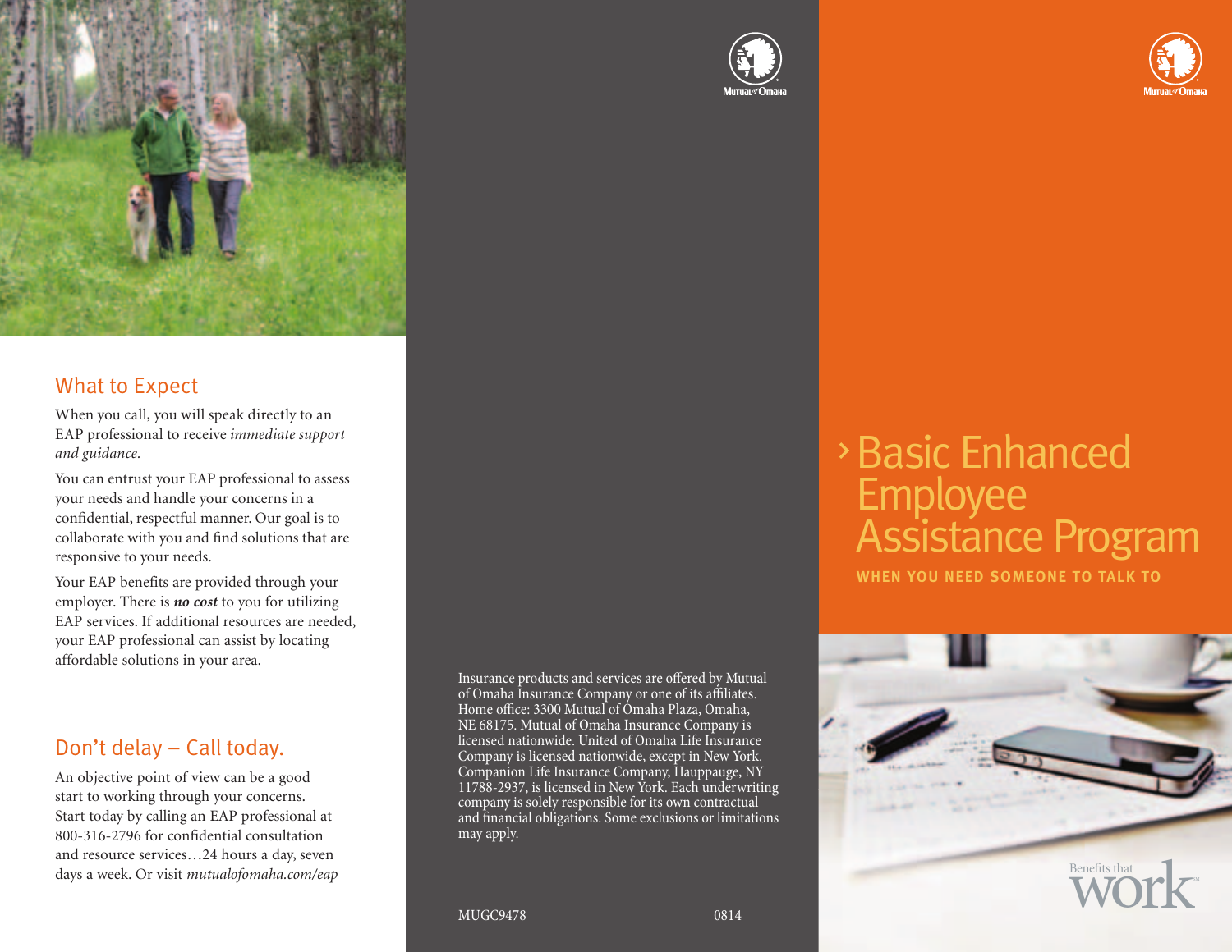## What to Expect

When you call, you will speak directly to an EAP professional to receive *immediate support and guidance.*

You can entrust your EAP professional to assess your needs and handle your concerns in a confidential, respectful manner. Our goal is to collaborate with you and find solutions that are responsive to your needs.

Your EAP benefits are provided through your employer. There is ***no cost*** to you for utilizing EAP services. If additional resources are needed, your EAP professional can assist by locating affordable solutions in your area.

## Don't delay – Call today.

An objective point of view can be a good start to working through your concerns. Start today by calling an EAP professional at 800-316-2796 for confidential consultation and resource services…24 hours a day, seven days a week. Or visit *mutualofomaha.com/eap*

Mutual of Omaha

Insurance products and services are offered by Mutual of Omaha Insurance Company or one of its affiliates. Home office: 3300 Mutual of Omaha Plaza, Omaha, NE 68175. Mutual of Omaha Insurance Company is licensed nationwide. United of Omaha Life Insurance Company is licensed nationwide, except in New York. Companion Life Insurance Company, Hauppauge, NY 11788-2937, is licensed in New York. Each underwriting company is solely responsible for its own contractual and financial obligations. Some exclusions or limitations may apply.

MUGC9478 0814

Mutual of Omaha

# Basic Enhanced Employee Assistance Program

**WHEN YOU NEED SOMEONE TO TALK TO**

Benefits that work℠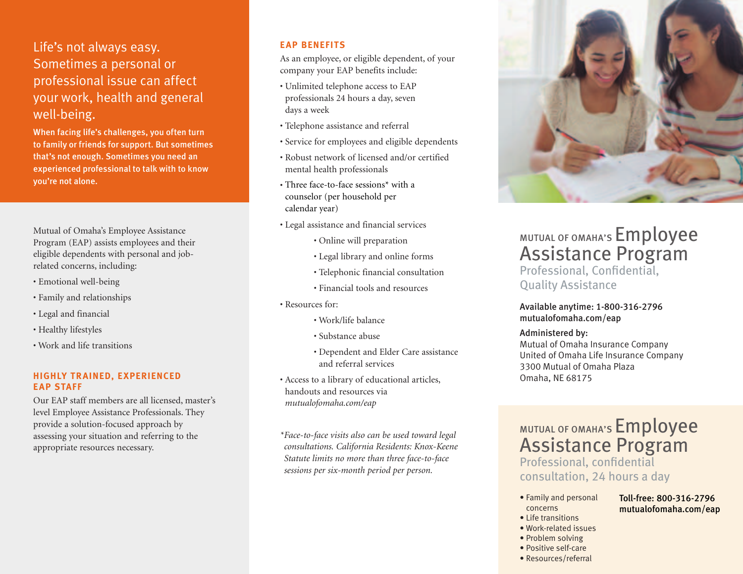Life's not always easy. Sometimes a personal or professional issue can affect your work, health and general well-being.

**When facing life's challenges, you often turn to family or friends for support. But sometimes that's not enough. Sometimes you need an experienced professional to talk with to know you're not alone.**

Mutual of Omaha's Employee Assistance Program (EAP) assists employees and their eligible dependents with personal and job-related concerns, including:

- Emotional well-being
- Family and relationships
- Legal and financial
- Healthy lifestyles
- Work and life transitions

## HIGHLY TRAINED, EXPERIENCED EAP STAFF

Our EAP staff members are all licensed, master's level Employee Assistance Professionals. They provide a solution-focused approach by assessing your situation and referring to the appropriate resources necessary.

## EAP BENEFITS

As an employee, or eligible dependent, of your company your EAP benefits include:

- Unlimited telephone access to EAP professionals 24 hours a day, seven days a week
- Telephone assistance and referral
- Service for employees and eligible dependents
- Robust network of licensed and/or certified mental health professionals
- Three face-to-face sessions* with a counselor (per household per calendar year)
- Legal assistance and financial services
  - Online will preparation
  - Legal library and online forms
  - Telephonic financial consultation
  - Financial tools and resources
- Resources for:
  - Work/life balance
  - Substance abuse
  - Dependent and Elder Care assistance and referral services
- Access to a library of educational articles, handouts and resources via *mutualofomaha.com/eap*

*\*Face-to-face visits also can be used toward legal consultations. California Residents: Knox-Keene Statute limits no more than three face-to-face sessions per six-month period per person.*

# MUTUAL OF OMAHA'S Employee Assistance Program

Professional, Confidential, Quality Assistance

**Available anytime: 1-800-316-2796**
**mutualofomaha.com/eap**

**Administered by:**
Mutual of Omaha Insurance Company
United of Omaha Life Insurance Company
3300 Mutual of Omaha Plaza
Omaha, NE 68175

# MUTUAL OF OMAHA'S Employee Assistance Program

Professional, confidential consultation, 24 hours a day

- Family and personal concerns
- Life transitions
- Work-related issues
- Problem solving
- Positive self-care
- Resources/referral

**Toll-free: 800-316-2796**
**mutualofomaha.com/eap**